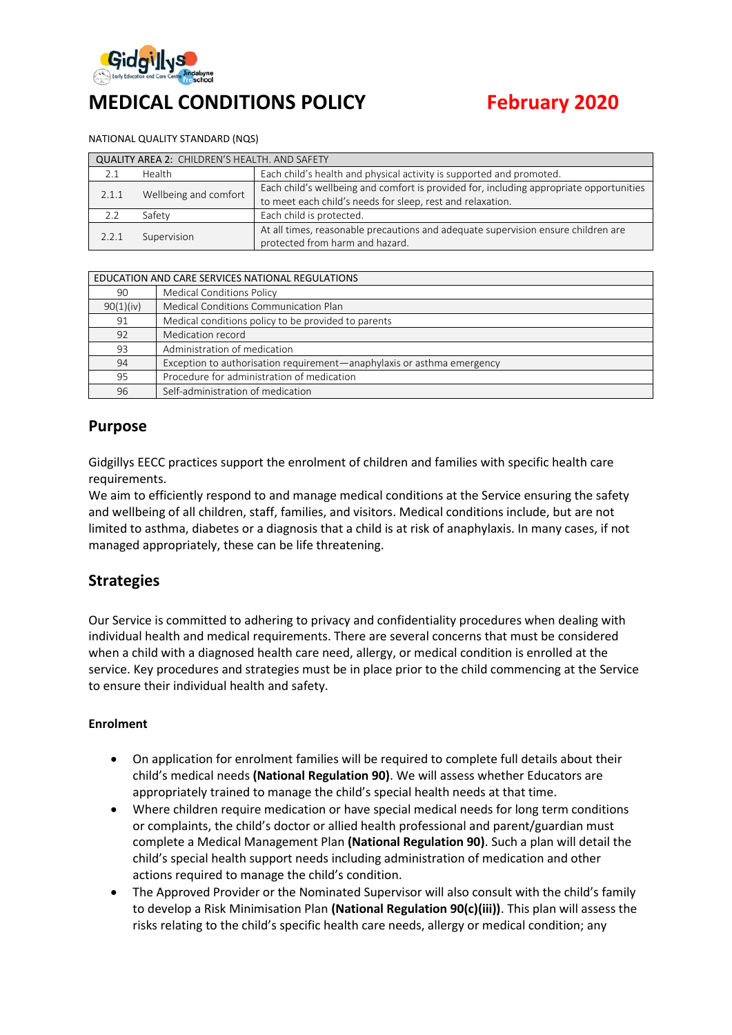# MEDICAL CONDITIONS POLICY

**February 2020**

NATIONAL QUALITY STANDARD (NQS)

| QUALITY AREA 2: CHILDREN'S HEALTH. AND SAFETY | | |
|---|---|---|
| 2.1 | Health | Each child's health and physical activity is supported and promoted. |
| 2.1.1 | Wellbeing and comfort | Each child's wellbeing and comfort is provided for, including appropriate opportunities to meet each child's needs for sleep, rest and relaxation. |
| 2.2 | Safety | Each child is protected. |
| 2.2.1 | Supervision | At all times, reasonable precautions and adequate supervision ensure children are protected from harm and hazard. |

| EDUCATION AND CARE SERVICES NATIONAL REGULATIONS | |
|---|---|
| 90 | Medical Conditions Policy |
| 90(1)(iv) | Medical Conditions Communication Plan |
| 91 | Medical conditions policy to be provided to parents |
| 92 | Medication record |
| 93 | Administration of medication |
| 94 | Exception to authorisation requirement—anaphylaxis or asthma emergency |
| 95 | Procedure for administration of medication |
| 96 | Self-administration of medication |

## Purpose

Gidgillys EECC practices support the enrolment of children and families with specific health care requirements.
We aim to efficiently respond to and manage medical conditions at the Service ensuring the safety and wellbeing of all children, staff, families, and visitors. Medical conditions include, but are not limited to asthma, diabetes or a diagnosis that a child is at risk of anaphylaxis. In many cases, if not managed appropriately, these can be life threatening.

## Strategies

Our Service is committed to adhering to privacy and confidentiality procedures when dealing with individual health and medical requirements. There are several concerns that must be considered when a child with a diagnosed health care need, allergy, or medical condition is enrolled at the service. Key procedures and strategies must be in place prior to the child commencing at the Service to ensure their individual health and safety.

### Enrolment

- On application for enrolment families will be required to complete full details about their child's medical needs **(National Regulation 90)**. We will assess whether Educators are appropriately trained to manage the child's special health needs at that time.
- Where children require medication or have special medical needs for long term conditions or complaints, the child's doctor or allied health professional and parent/guardian must complete a Medical Management Plan **(National Regulation 90)**. Such a plan will detail the child's special health support needs including administration of medication and other actions required to manage the child's condition.
- The Approved Provider or the Nominated Supervisor will also consult with the child's family to develop a Risk Minimisation Plan **(National Regulation 90(c)(iii))**. This plan will assess the risks relating to the child's specific health care needs, allergy or medical condition; any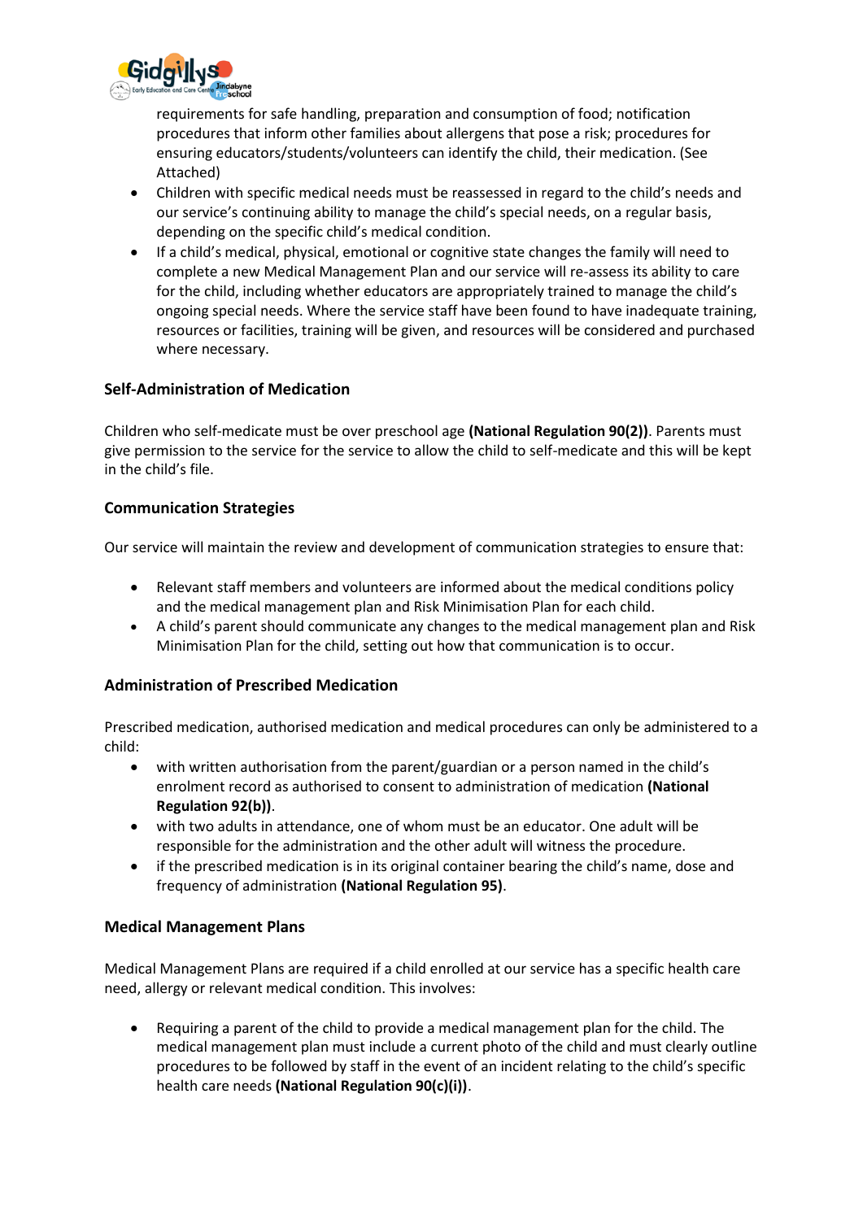requirements for safe handling, preparation and consumption of food; notification procedures that inform other families about allergens that pose a risk; procedures for ensuring educators/students/volunteers can identify the child, their medication. (See Attached)

- Children with specific medical needs must be reassessed in regard to the child's needs and our service's continuing ability to manage the child's special needs, on a regular basis, depending on the specific child's medical condition.
- If a child's medical, physical, emotional or cognitive state changes the family will need to complete a new Medical Management Plan and our service will re-assess its ability to care for the child, including whether educators are appropriately trained to manage the child's ongoing special needs. Where the service staff have been found to have inadequate training, resources or facilities, training will be given, and resources will be considered and purchased where necessary.

### Self-Administration of Medication

Children who self-medicate must be over preschool age **(National Regulation 90(2))**. Parents must give permission to the service for the service to allow the child to self-medicate and this will be kept in the child's file.

### Communication Strategies

Our service will maintain the review and development of communication strategies to ensure that:

- Relevant staff members and volunteers are informed about the medical conditions policy and the medical management plan and Risk Minimisation Plan for each child.
- A child's parent should communicate any changes to the medical management plan and Risk Minimisation Plan for the child, setting out how that communication is to occur.

### Administration of Prescribed Medication

Prescribed medication, authorised medication and medical procedures can only be administered to a child:

- with written authorisation from the parent/guardian or a person named in the child's enrolment record as authorised to consent to administration of medication **(National Regulation 92(b))**.
- with two adults in attendance, one of whom must be an educator. One adult will be responsible for the administration and the other adult will witness the procedure.
- if the prescribed medication is in its original container bearing the child's name, dose and frequency of administration **(National Regulation 95)**.

### Medical Management Plans

Medical Management Plans are required if a child enrolled at our service has a specific health care need, allergy or relevant medical condition. This involves:

- Requiring a parent of the child to provide a medical management plan for the child. The medical management plan must include a current photo of the child and must clearly outline procedures to be followed by staff in the event of an incident relating to the child's specific health care needs **(National Regulation 90(c)(i))**.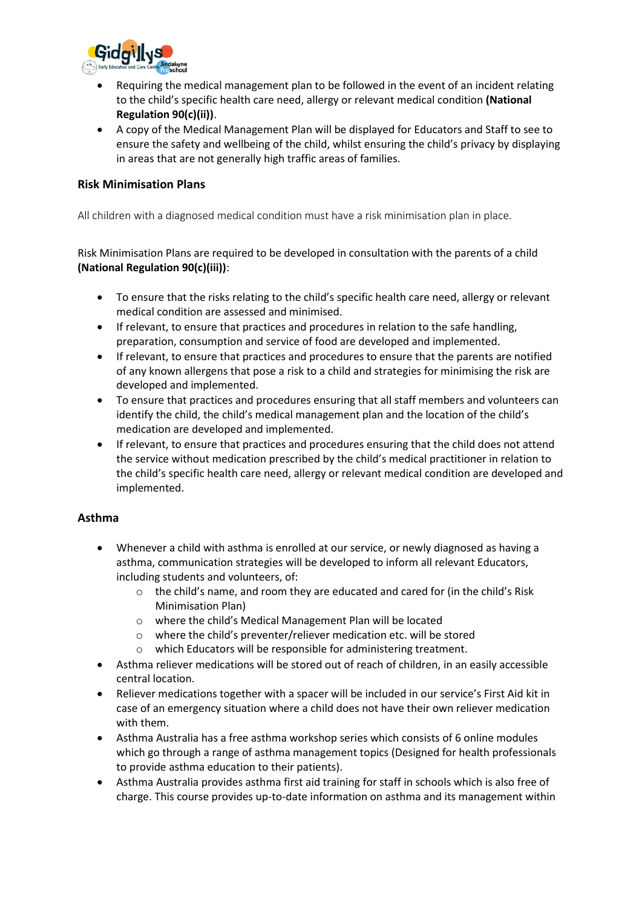- Requiring the medical management plan to be followed in the event of an incident relating to the child's specific health care need, allergy or relevant medical condition **(National Regulation 90(c)(ii))**.
- A copy of the Medical Management Plan will be displayed for Educators and Staff to see to ensure the safety and wellbeing of the child, whilst ensuring the child's privacy by displaying in areas that are not generally high traffic areas of families.

### Risk Minimisation Plans

All children with a diagnosed medical condition must have a risk minimisation plan in place.

Risk Minimisation Plans are required to be developed in consultation with the parents of a child **(National Regulation 90(c)(iii))**:

- To ensure that the risks relating to the child's specific health care need, allergy or relevant medical condition are assessed and minimised.
- If relevant, to ensure that practices and procedures in relation to the safe handling, preparation, consumption and service of food are developed and implemented.
- If relevant, to ensure that practices and procedures to ensure that the parents are notified of any known allergens that pose a risk to a child and strategies for minimising the risk are developed and implemented.
- To ensure that practices and procedures ensuring that all staff members and volunteers can identify the child, the child's medical management plan and the location of the child's medication are developed and implemented.
- If relevant, to ensure that practices and procedures ensuring that the child does not attend the service without medication prescribed by the child's medical practitioner in relation to the child's specific health care need, allergy or relevant medical condition are developed and implemented.

### Asthma

- Whenever a child with asthma is enrolled at our service, or newly diagnosed as having a asthma, communication strategies will be developed to inform all relevant Educators, including students and volunteers, of:
  - the child's name, and room they are educated and cared for (in the child's Risk Minimisation Plan)
  - where the child's Medical Management Plan will be located
  - where the child's preventer/reliever medication etc. will be stored
  - which Educators will be responsible for administering treatment.
- Asthma reliever medications will be stored out of reach of children, in an easily accessible central location.
- Reliever medications together with a spacer will be included in our service's First Aid kit in case of an emergency situation where a child does not have their own reliever medication with them.
- Asthma Australia has a free asthma workshop series which consists of 6 online modules which go through a range of asthma management topics (Designed for health professionals to provide asthma education to their patients).
- Asthma Australia provides asthma first aid training for staff in schools which is also free of charge. This course provides up-to-date information on asthma and its management within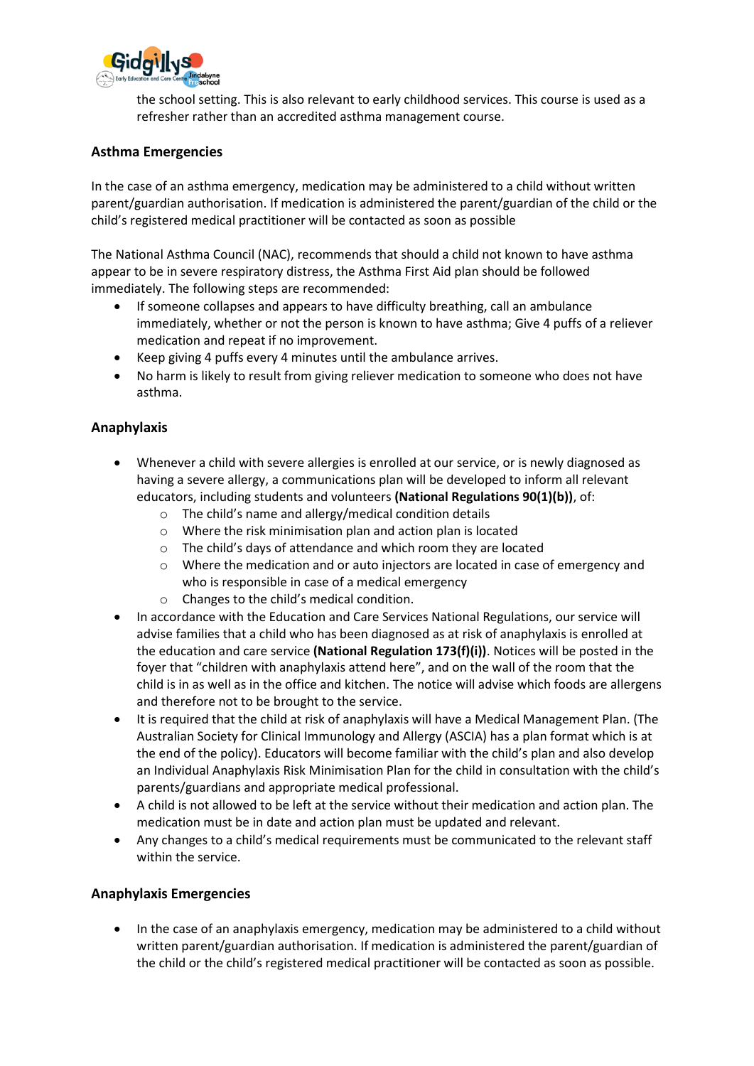the school setting. This is also relevant to early childhood services. This course is used as a refresher rather than an accredited asthma management course.

### Asthma Emergencies

In the case of an asthma emergency, medication may be administered to a child without written parent/guardian authorisation. If medication is administered the parent/guardian of the child or the child's registered medical practitioner will be contacted as soon as possible

The National Asthma Council (NAC), recommends that should a child not known to have asthma appear to be in severe respiratory distress, the Asthma First Aid plan should be followed immediately. The following steps are recommended:

- If someone collapses and appears to have difficulty breathing, call an ambulance immediately, whether or not the person is known to have asthma; Give 4 puffs of a reliever medication and repeat if no improvement.
- Keep giving 4 puffs every 4 minutes until the ambulance arrives.
- No harm is likely to result from giving reliever medication to someone who does not have asthma.

### Anaphylaxis

- Whenever a child with severe allergies is enrolled at our service, or is newly diagnosed as having a severe allergy, a communications plan will be developed to inform all relevant educators, including students and volunteers **(National Regulations 90(1)(b))**, of:
  - The child's name and allergy/medical condition details
  - Where the risk minimisation plan and action plan is located
  - The child's days of attendance and which room they are located
  - Where the medication and or auto injectors are located in case of emergency and who is responsible in case of a medical emergency
  - Changes to the child's medical condition.
- In accordance with the Education and Care Services National Regulations, our service will advise families that a child who has been diagnosed as at risk of anaphylaxis is enrolled at the education and care service **(National Regulation 173(f)(i))**. Notices will be posted in the foyer that "children with anaphylaxis attend here", and on the wall of the room that the child is in as well as in the office and kitchen. The notice will advise which foods are allergens and therefore not to be brought to the service.
- It is required that the child at risk of anaphylaxis will have a Medical Management Plan. (The Australian Society for Clinical Immunology and Allergy (ASCIA) has a plan format which is at the end of the policy). Educators will become familiar with the child's plan and also develop an Individual Anaphylaxis Risk Minimisation Plan for the child in consultation with the child's parents/guardians and appropriate medical professional.
- A child is not allowed to be left at the service without their medication and action plan. The medication must be in date and action plan must be updated and relevant.
- Any changes to a child's medical requirements must be communicated to the relevant staff within the service.

### Anaphylaxis Emergencies

- In the case of an anaphylaxis emergency, medication may be administered to a child without written parent/guardian authorisation. If medication is administered the parent/guardian of the child or the child's registered medical practitioner will be contacted as soon as possible.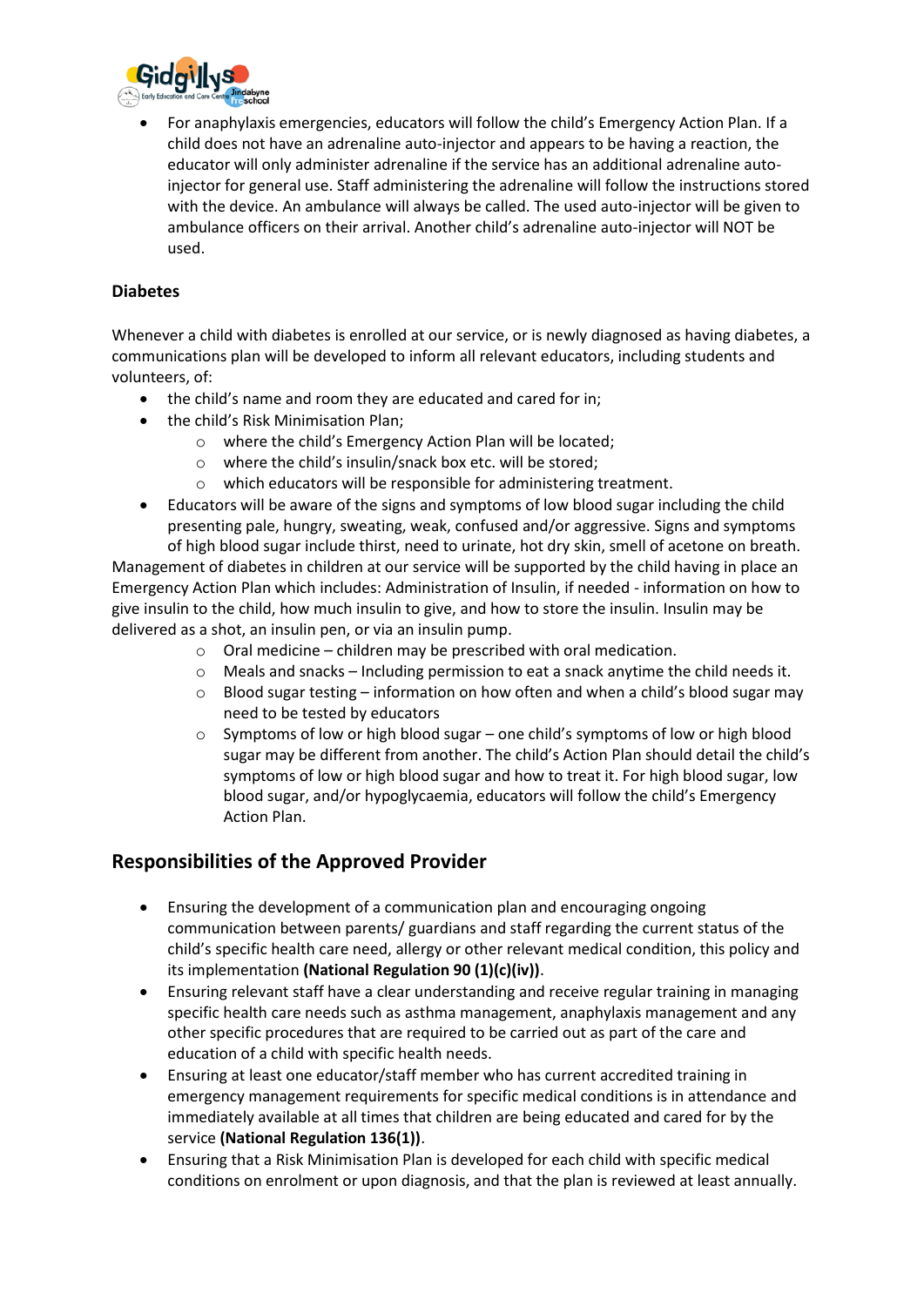- For anaphylaxis emergencies, educators will follow the child's Emergency Action Plan. If a child does not have an adrenaline auto-injector and appears to be having a reaction, the educator will only administer adrenaline if the service has an additional adrenaline auto-injector for general use. Staff administering the adrenaline will follow the instructions stored with the device. An ambulance will always be called. The used auto-injector will be given to ambulance officers on their arrival. Another child's adrenaline auto-injector will NOT be used.

**Diabetes**

Whenever a child with diabetes is enrolled at our service, or is newly diagnosed as having diabetes, a communications plan will be developed to inform all relevant educators, including students and volunteers, of:

- the child's name and room they are educated and cared for in;
- the child's Risk Minimisation Plan;
  - where the child's Emergency Action Plan will be located;
  - where the child's insulin/snack box etc. will be stored;
  - which educators will be responsible for administering treatment.
- Educators will be aware of the signs and symptoms of low blood sugar including the child presenting pale, hungry, sweating, weak, confused and/or aggressive. Signs and symptoms of high blood sugar include thirst, need to urinate, hot dry skin, smell of acetone on breath.

Management of diabetes in children at our service will be supported by the child having in place an Emergency Action Plan which includes: Administration of Insulin, if needed - information on how to give insulin to the child, how much insulin to give, and how to store the insulin. Insulin may be delivered as a shot, an insulin pen, or via an insulin pump.

  - Oral medicine – children may be prescribed with oral medication.
  - Meals and snacks – Including permission to eat a snack anytime the child needs it.
  - Blood sugar testing – information on how often and when a child's blood sugar may need to be tested by educators
  - Symptoms of low or high blood sugar – one child's symptoms of low or high blood sugar may be different from another. The child's Action Plan should detail the child's symptoms of low or high blood sugar and how to treat it. For high blood sugar, low blood sugar, and/or hypoglycaemia, educators will follow the child's Emergency Action Plan.

## Responsibilities of the Approved Provider

- Ensuring the development of a communication plan and encouraging ongoing communication between parents/ guardians and staff regarding the current status of the child's specific health care need, allergy or other relevant medical condition, this policy and its implementation **(National Regulation 90 (1)(c)(iv))**.
- Ensuring relevant staff have a clear understanding and receive regular training in managing specific health care needs such as asthma management, anaphylaxis management and any other specific procedures that are required to be carried out as part of the care and education of a child with specific health needs.
- Ensuring at least one educator/staff member who has current accredited training in emergency management requirements for specific medical conditions is in attendance and immediately available at all times that children are being educated and cared for by the service **(National Regulation 136(1))**.
- Ensuring that a Risk Minimisation Plan is developed for each child with specific medical conditions on enrolment or upon diagnosis, and that the plan is reviewed at least annually.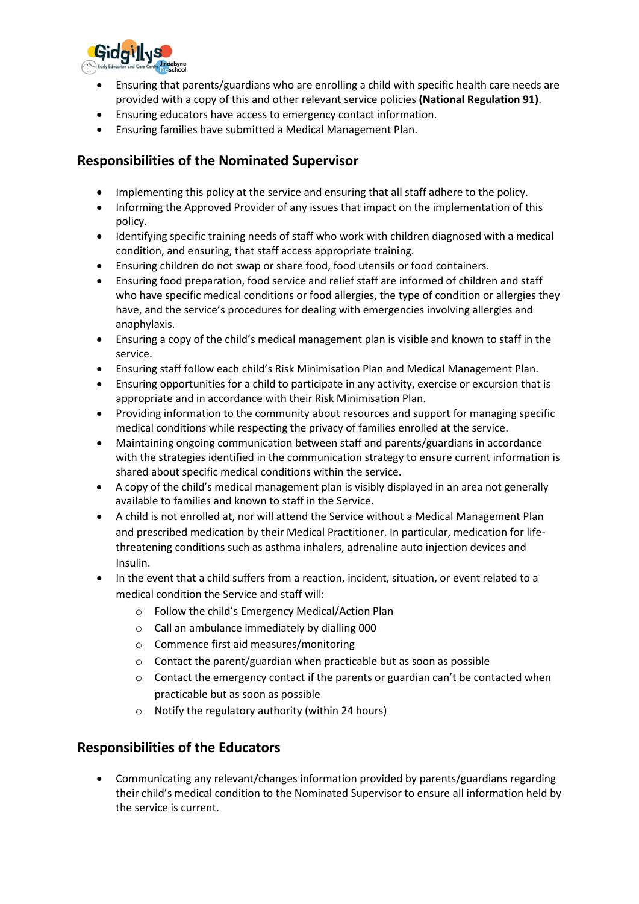- Ensuring that parents/guardians who are enrolling a child with specific health care needs are provided with a copy of this and other relevant service policies **(National Regulation 91)**.
- Ensuring educators have access to emergency contact information.
- Ensuring families have submitted a Medical Management Plan.

## Responsibilities of the Nominated Supervisor

- Implementing this policy at the service and ensuring that all staff adhere to the policy.
- Informing the Approved Provider of any issues that impact on the implementation of this policy.
- Identifying specific training needs of staff who work with children diagnosed with a medical condition, and ensuring, that staff access appropriate training.
- Ensuring children do not swap or share food, food utensils or food containers.
- Ensuring food preparation, food service and relief staff are informed of children and staff who have specific medical conditions or food allergies, the type of condition or allergies they have, and the service's procedures for dealing with emergencies involving allergies and anaphylaxis.
- Ensuring a copy of the child's medical management plan is visible and known to staff in the service.
- Ensuring staff follow each child's Risk Minimisation Plan and Medical Management Plan.
- Ensuring opportunities for a child to participate in any activity, exercise or excursion that is appropriate and in accordance with their Risk Minimisation Plan.
- Providing information to the community about resources and support for managing specific medical conditions while respecting the privacy of families enrolled at the service.
- Maintaining ongoing communication between staff and parents/guardians in accordance with the strategies identified in the communication strategy to ensure current information is shared about specific medical conditions within the service.
- A copy of the child's medical management plan is visibly displayed in an area not generally available to families and known to staff in the Service.
- A child is not enrolled at, nor will attend the Service without a Medical Management Plan and prescribed medication by their Medical Practitioner. In particular, medication for life-threatening conditions such as asthma inhalers, adrenaline auto injection devices and Insulin.
- In the event that a child suffers from a reaction, incident, situation, or event related to a medical condition the Service and staff will:
  - Follow the child's Emergency Medical/Action Plan
  - Call an ambulance immediately by dialling 000
  - Commence first aid measures/monitoring
  - Contact the parent/guardian when practicable but as soon as possible
  - Contact the emergency contact if the parents or guardian can't be contacted when practicable but as soon as possible
  - Notify the regulatory authority (within 24 hours)

## Responsibilities of the Educators

- Communicating any relevant/changes information provided by parents/guardians regarding their child's medical condition to the Nominated Supervisor to ensure all information held by the service is current.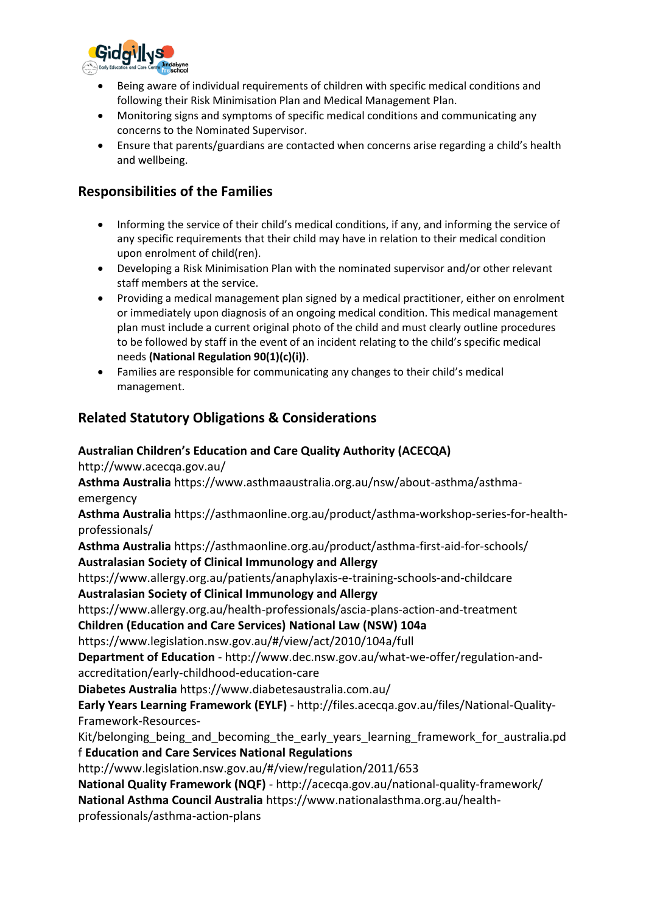- Being aware of individual requirements of children with specific medical conditions and following their Risk Minimisation Plan and Medical Management Plan.
- Monitoring signs and symptoms of specific medical conditions and communicating any concerns to the Nominated Supervisor.
- Ensure that parents/guardians are contacted when concerns arise regarding a child's health and wellbeing.

## Responsibilities of the Families

- Informing the service of their child's medical conditions, if any, and informing the service of any specific requirements that their child may have in relation to their medical condition upon enrolment of child(ren).
- Developing a Risk Minimisation Plan with the nominated supervisor and/or other relevant staff members at the service.
- Providing a medical management plan signed by a medical practitioner, either on enrolment or immediately upon diagnosis of an ongoing medical condition. This medical management plan must include a current original photo of the child and must clearly outline procedures to be followed by staff in the event of an incident relating to the child's specific medical needs **(National Regulation 90(1)(c)(i))**.
- Families are responsible for communicating any changes to their child's medical management.

## Related Statutory Obligations & Considerations

**Australian Children's Education and Care Quality Authority (ACECQA)**
http://www.acecqa.gov.au/
**Asthma Australia** https://www.asthmaaustralia.org.au/nsw/about-asthma/asthma-emergency
**Asthma Australia** https://asthmaonline.org.au/product/asthma-workshop-series-for-health-professionals/
**Asthma Australia** https://asthmaonline.org.au/product/asthma-first-aid-for-schools/
**Australasian Society of Clinical Immunology and Allergy**
https://www.allergy.org.au/patients/anaphylaxis-e-training-schools-and-childcare
**Australasian Society of Clinical Immunology and Allergy**
https://www.allergy.org.au/health-professionals/ascia-plans-action-and-treatment
**Children (Education and Care Services) National Law (NSW) 104a**
https://www.legislation.nsw.gov.au/#/view/act/2010/104a/full
**Department of Education** - http://www.dec.nsw.gov.au/what-we-offer/regulation-and-accreditation/early-childhood-education-care
**Diabetes Australia** https://www.diabetesaustralia.com.au/
**Early Years Learning Framework (EYLF)** - http://files.acecqa.gov.au/files/National-Quality-Framework-Resources-Kit/belonging_being_and_becoming_the_early_years_learning_framework_for_australia.pdf
**Education and Care Services National Regulations**
http://www.legislation.nsw.gov.au/#/view/regulation/2011/653
**National Quality Framework (NQF)** - http://acecqa.gov.au/national-quality-framework/
**National Asthma Council Australia** https://www.nationalasthma.org.au/health-professionals/asthma-action-plans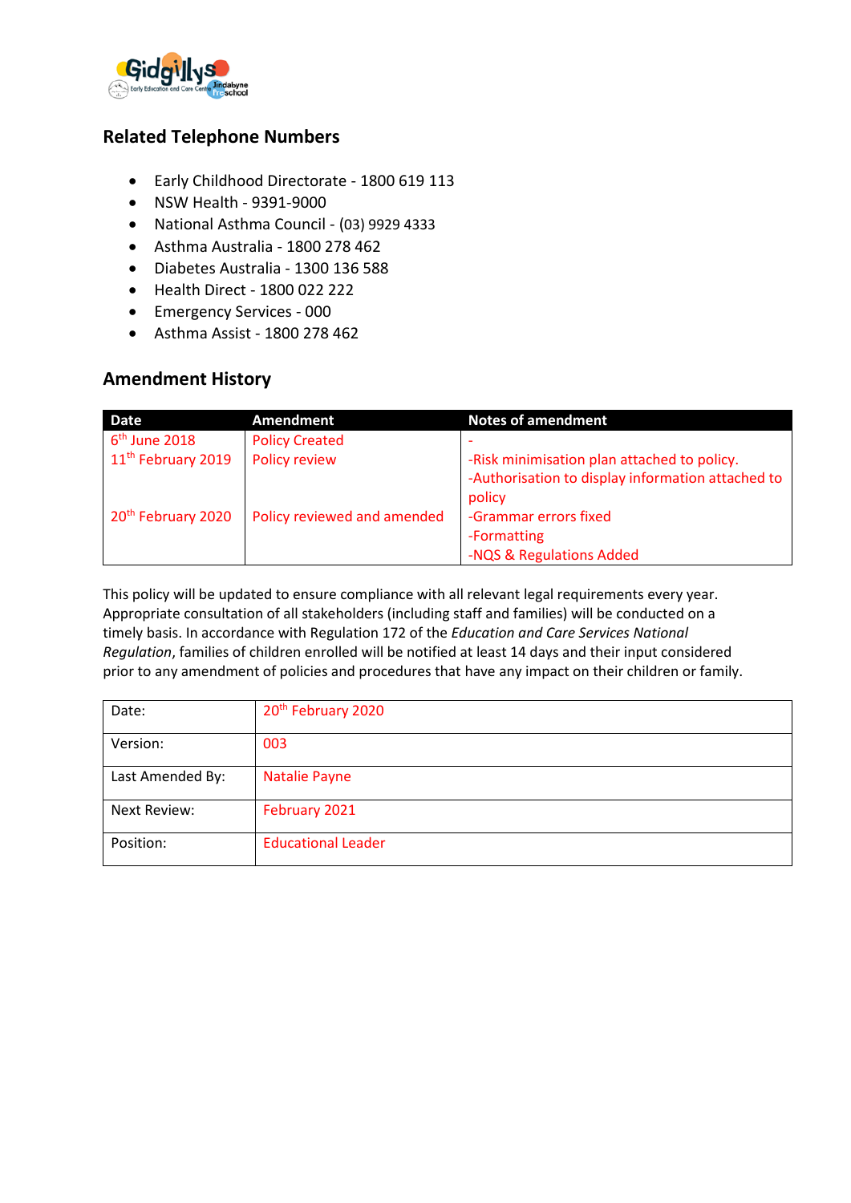## Related Telephone Numbers

- Early Childhood Directorate - 1800 619 113
- NSW Health - 9391-9000
- National Asthma Council - (03) 9929 4333
- Asthma Australia - 1800 278 462
- Diabetes Australia - 1300 136 588
- Health Direct - 1800 022 222
- Emergency Services - 000
- Asthma Assist - 1800 278 462

## Amendment History

| Date | Amendment | Notes of amendment |
|---|---|---|
| 6th June 2018 | Policy Created | - |
| 11th February 2019 | Policy review | -Risk minimisation plan attached to policy.<br>-Authorisation to display information attached to policy |
| 20th February 2020 | Policy reviewed and amended | -Grammar errors fixed<br>-Formatting<br>-NQS & Regulations Added |

This policy will be updated to ensure compliance with all relevant legal requirements every year. Appropriate consultation of all stakeholders (including staff and families) will be conducted on a timely basis. In accordance with Regulation 172 of the *Education and Care Services National Regulation*, families of children enrolled will be notified at least 14 days and their input considered prior to any amendment of policies and procedures that have any impact on their children or family.

| | |
|---|---|
| Date: | 20th February 2020 |
| Version: | 003 |
| Last Amended By: | Natalie Payne |
| Next Review: | February 2021 |
| Position: | Educational Leader |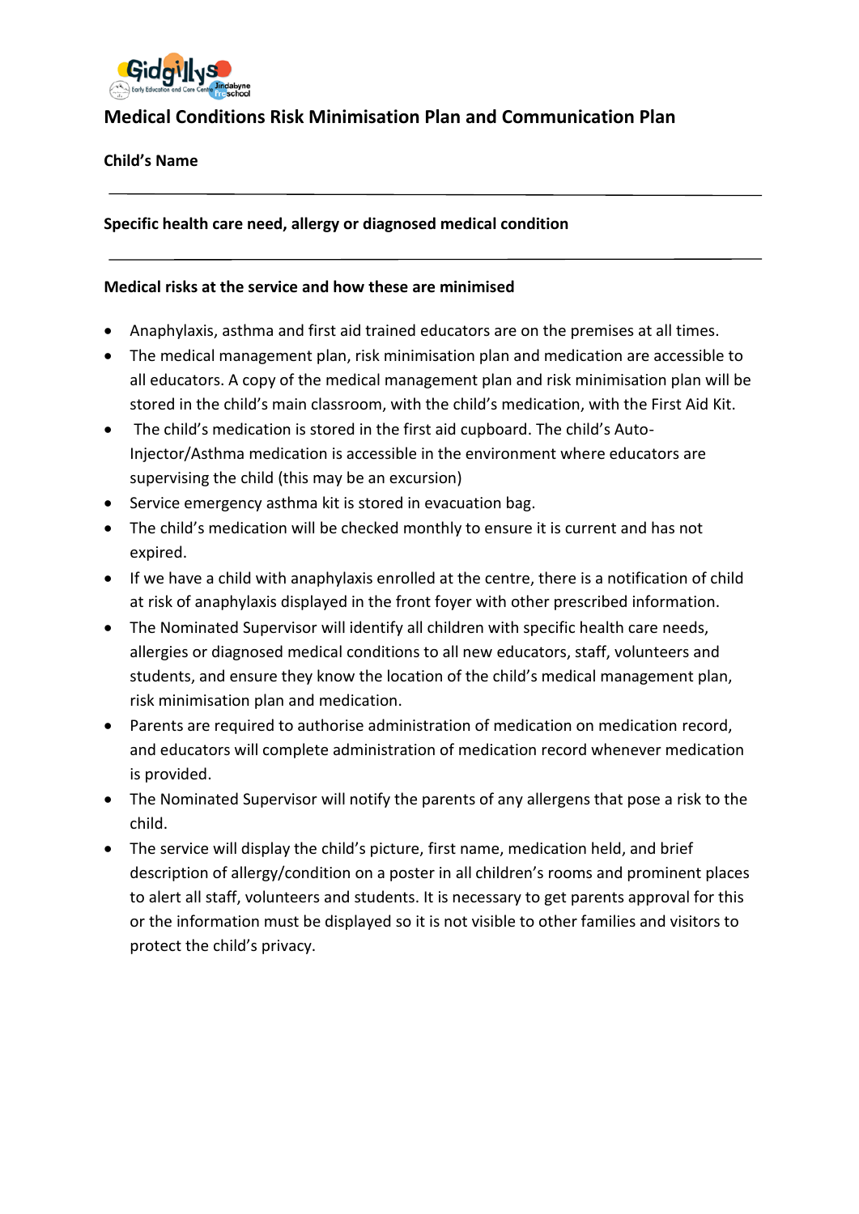## Medical Conditions Risk Minimisation Plan and Communication Plan

**Child's Name**

---

**Specific health care need, allergy or diagnosed medical condition**

---

**Medical risks at the service and how these are minimised**

- Anaphylaxis, asthma and first aid trained educators are on the premises at all times.
- The medical management plan, risk minimisation plan and medication are accessible to all educators. A copy of the medical management plan and risk minimisation plan will be stored in the child's main classroom, with the child's medication, with the First Aid Kit.
- The child's medication is stored in the first aid cupboard. The child's Auto-Injector/Asthma medication is accessible in the environment where educators are supervising the child (this may be an excursion)
- Service emergency asthma kit is stored in evacuation bag.
- The child's medication will be checked monthly to ensure it is current and has not expired.
- If we have a child with anaphylaxis enrolled at the centre, there is a notification of child at risk of anaphylaxis displayed in the front foyer with other prescribed information.
- The Nominated Supervisor will identify all children with specific health care needs, allergies or diagnosed medical conditions to all new educators, staff, volunteers and students, and ensure they know the location of the child's medical management plan, risk minimisation plan and medication.
- Parents are required to authorise administration of medication on medication record, and educators will complete administration of medication record whenever medication is provided.
- The Nominated Supervisor will notify the parents of any allergens that pose a risk to the child.
- The service will display the child's picture, first name, medication held, and brief description of allergy/condition on a poster in all children's rooms and prominent places to alert all staff, volunteers and students. It is necessary to get parents approval for this or the information must be displayed so it is not visible to other families and visitors to protect the child's privacy.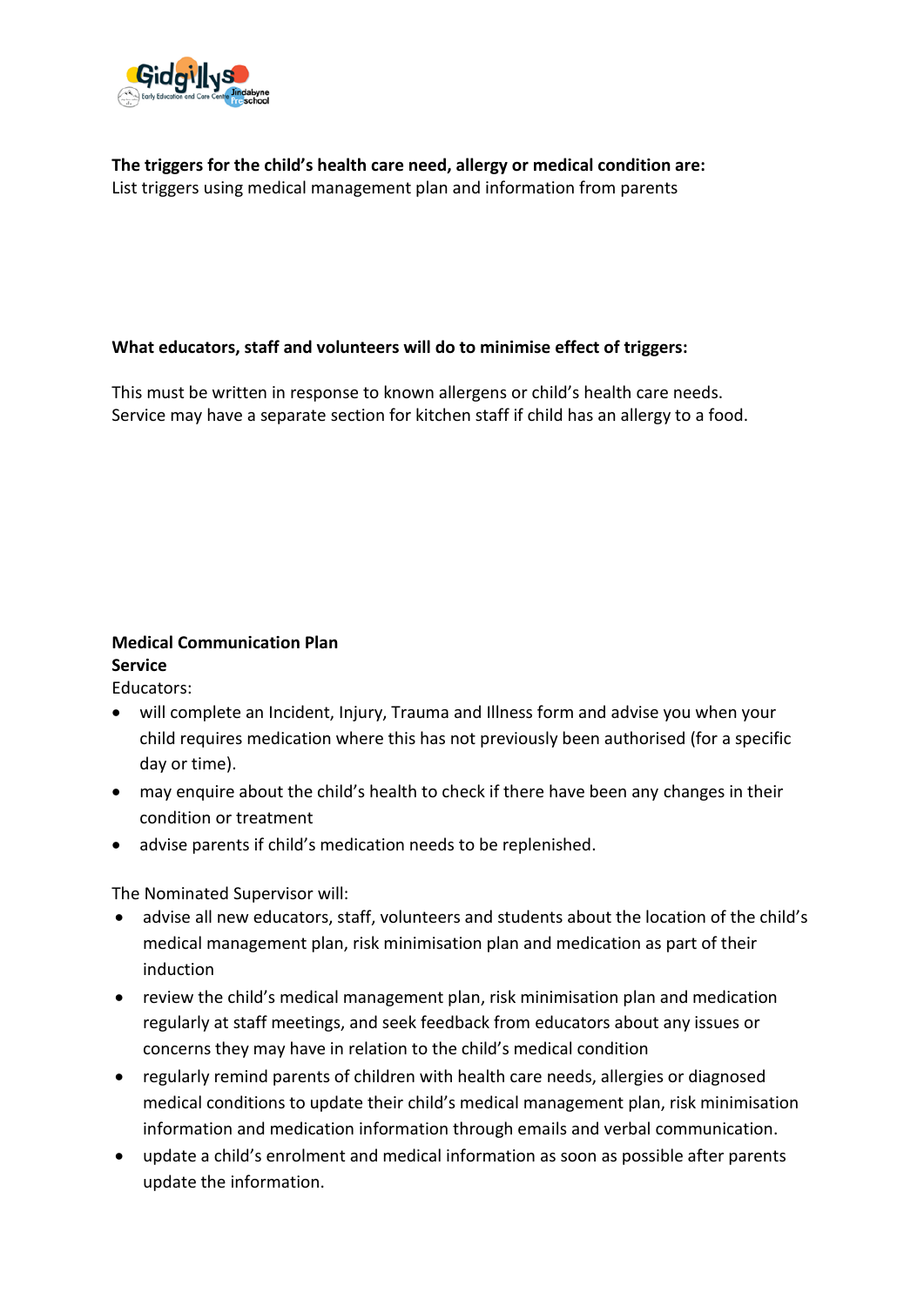**The triggers for the child's health care need, allergy or medical condition are:**
List triggers using medical management plan and information from parents

**What educators, staff and volunteers will do to minimise effect of triggers:**

This must be written in response to known allergens or child's health care needs.
Service may have a separate section for kitchen staff if child has an allergy to a food.

**Medical Communication Plan**
**Service**
Educators:

- will complete an Incident, Injury, Trauma and Illness form and advise you when your child requires medication where this has not previously been authorised (for a specific day or time).
- may enquire about the child's health to check if there have been any changes in their condition or treatment
- advise parents if child's medication needs to be replenished.

The Nominated Supervisor will:

- advise all new educators, staff, volunteers and students about the location of the child's medical management plan, risk minimisation plan and medication as part of their induction
- review the child's medical management plan, risk minimisation plan and medication regularly at staff meetings, and seek feedback from educators about any issues or concerns they may have in relation to the child's medical condition
- regularly remind parents of children with health care needs, allergies or diagnosed medical conditions to update their child's medical management plan, risk minimisation information and medication information through emails and verbal communication.
- update a child's enrolment and medical information as soon as possible after parents update the information.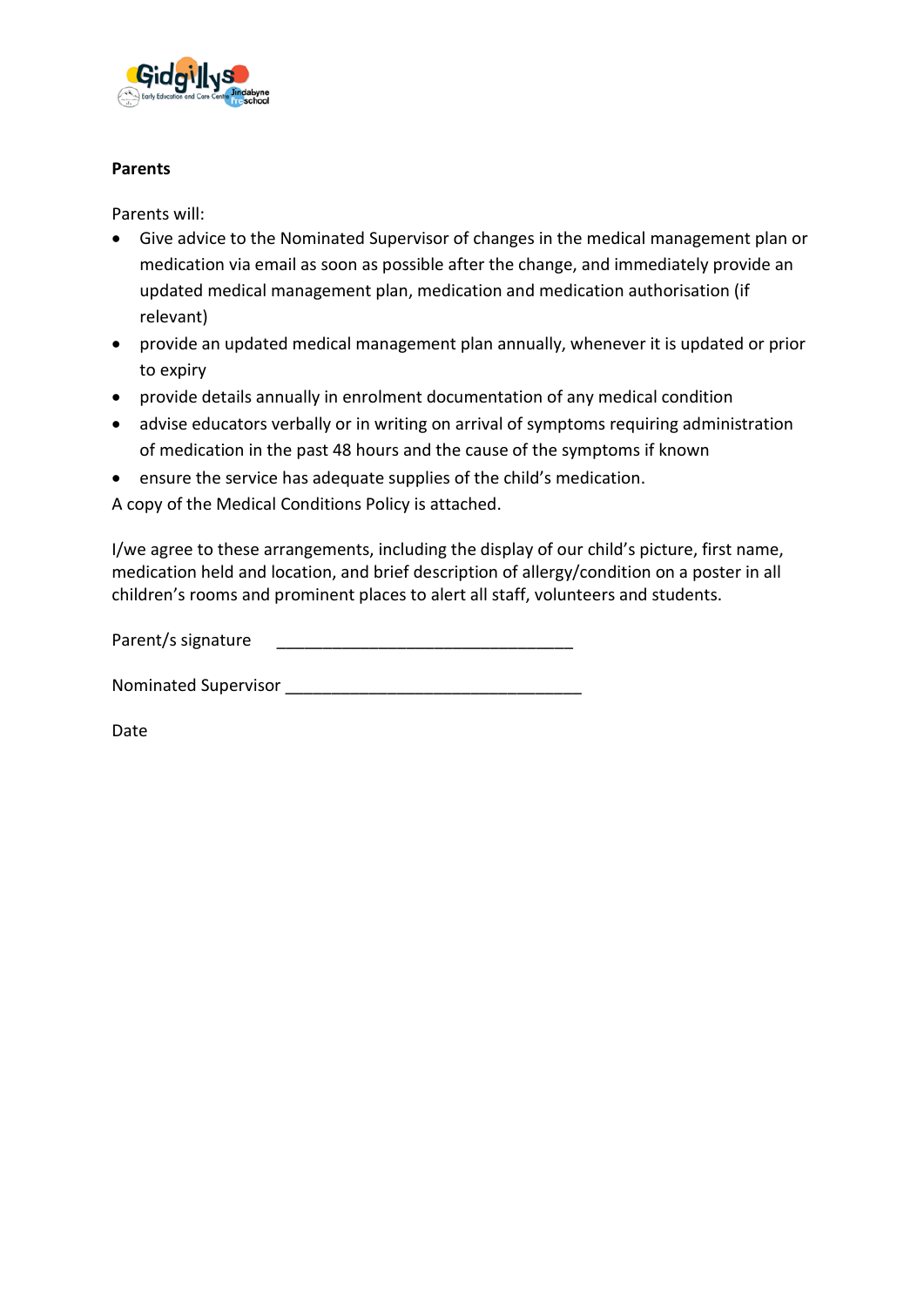**Parents**

Parents will:

- Give advice to the Nominated Supervisor of changes in the medical management plan or medication via email as soon as possible after the change, and immediately provide an updated medical management plan, medication and medication authorisation (if relevant)
- provide an updated medical management plan annually, whenever it is updated or prior to expiry
- provide details annually in enrolment documentation of any medical condition
- advise educators verbally or in writing on arrival of symptoms requiring administration of medication in the past 48 hours and the cause of the symptoms if known
- ensure the service has adequate supplies of the child's medication.

A copy of the Medical Conditions Policy is attached.

I/we agree to these arrangements, including the display of our child's picture, first name, medication held and location, and brief description of allergy/condition on a poster in all children's rooms and prominent places to alert all staff, volunteers and students.

Parent/s signature \_\_\_\_\_\_\_\_\_\_\_\_\_\_\_\_\_\_\_\_\_\_\_\_\_\_\_\_\_\_\_\_

Nominated Supervisor \_\_\_\_\_\_\_\_\_\_\_\_\_\_\_\_\_\_\_\_\_\_\_\_\_\_\_\_\_\_\_\_

Date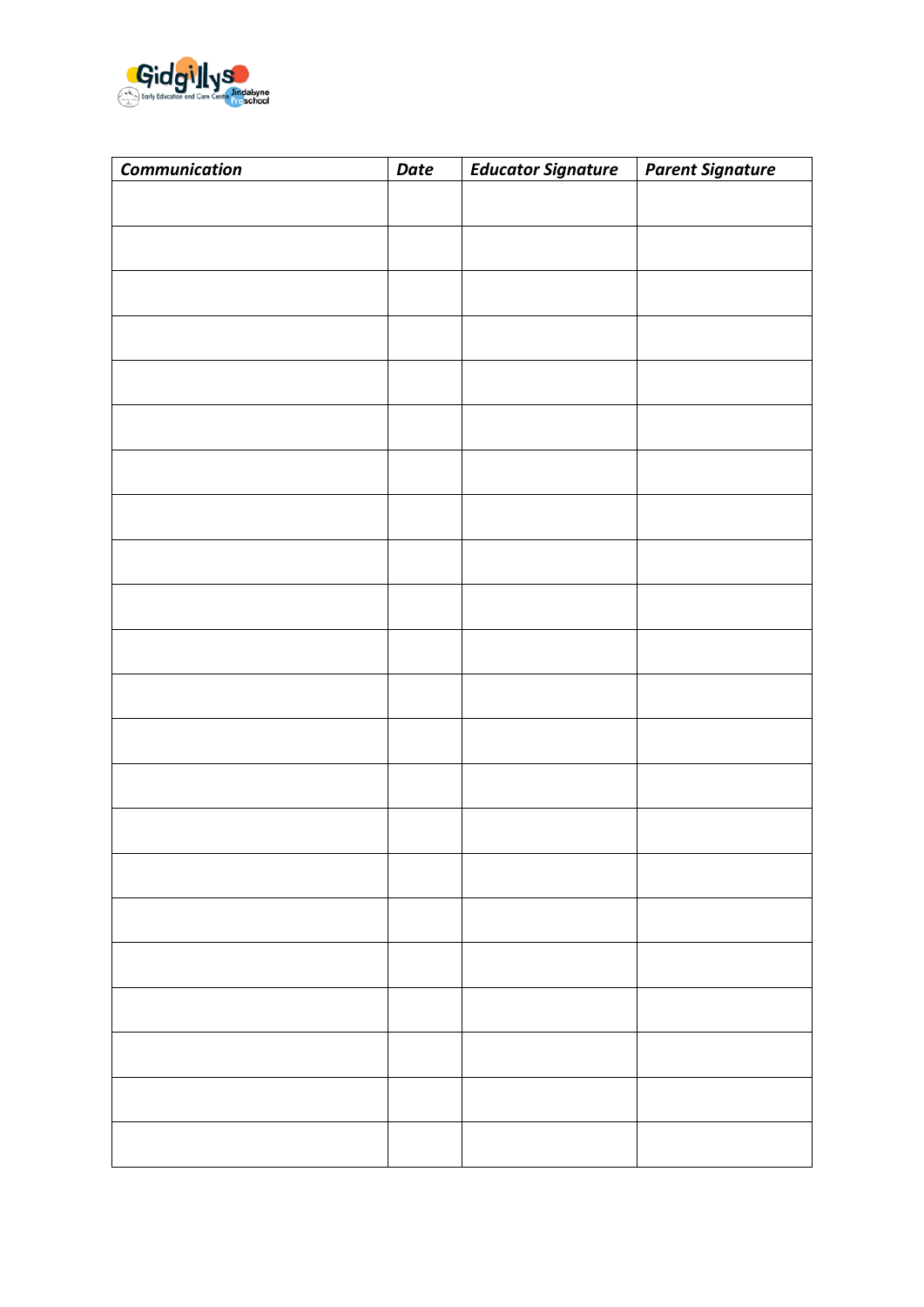| *Communication* | *Date* | *Educator Signature* | *Parent Signature* |
|---|---|---|---|
| | | | |
| | | | |
| | | | |
| | | | |
| | | | |
| | | | |
| | | | |
| | | | |
| | | | |
| | | | |
| | | | |
| | | | |
| | | | |
| | | | |
| | | | |
| | | | |
| | | | |
| | | | |
| | | | |
| | | | |
| | | | |
| | | | |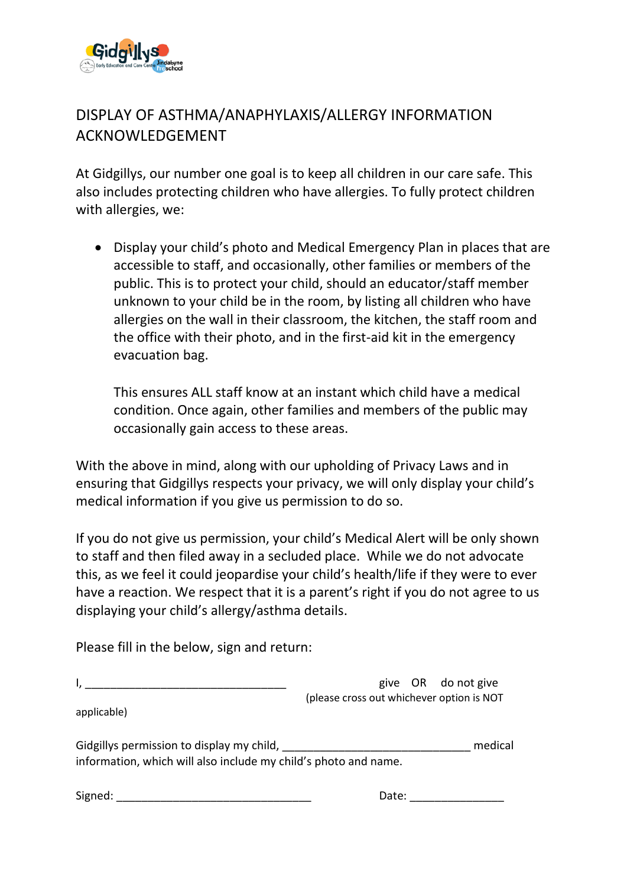# DISPLAY OF ASTHMA/ANAPHYLAXIS/ALLERGY INFORMATION ACKNOWLEDGEMENT

At Gidgillys, our number one goal is to keep all children in our care safe. This also includes protecting children who have allergies. To fully protect children with allergies, we:

- Display your child's photo and Medical Emergency Plan in places that are accessible to staff, and occasionally, other families or members of the public. This is to protect your child, should an educator/staff member unknown to your child be in the room, by listing all children who have allergies on the wall in their classroom, the kitchen, the staff room and the office with their photo, and in the first-aid kit in the emergency evacuation bag.

  This ensures ALL staff know at an instant which child have a medical condition. Once again, other families and members of the public may occasionally gain access to these areas.

With the above in mind, along with our upholding of Privacy Laws and in ensuring that Gidgillys respects your privacy, we will only display your child's medical information if you give us permission to do so.

If you do not give us permission, your child's Medical Alert will be only shown to staff and then filed away in a secluded place. While we do not advocate this, as we feel it could jeopardise your child's health/life if they were to ever have a reaction. We respect that it is a parent's right if you do not agree to us displaying your child's allergy/asthma details.

Please fill in the below, sign and return:

I, ________________________________ give OR do not give (please cross out whichever option is NOT applicable)

Gidgillys permission to display my child, ____________________________ medical information, which will also include my child's photo and name.

Signed: _______________________________ Date: _______________